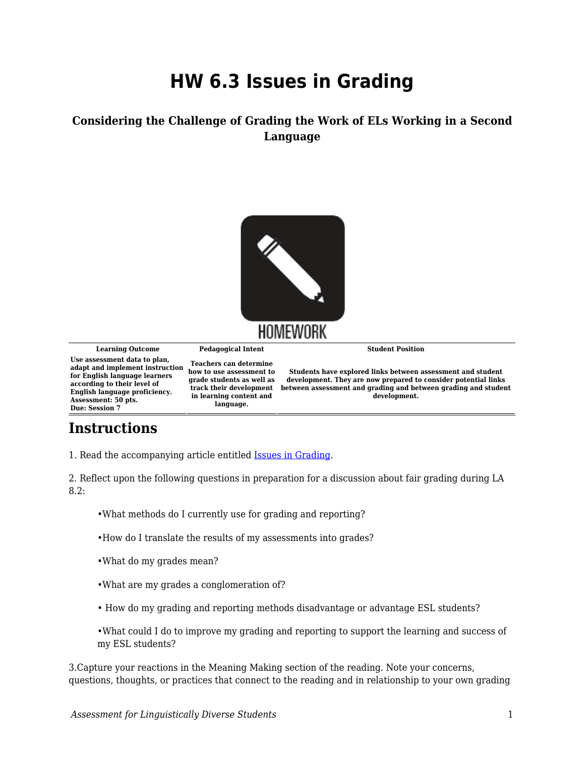# HW 6.3 Issues in Grading

### Considering the Challenge of Grading the Work of ELs Working in a Second Language

| Learning Outcome | Pedagogical Intent | Student Position |
|---|---|---|
| Use assessment data to plan, adapt and implement instruction for English language learners according to their level of English language proficiency. Assessment: 50 pts. Due: Session 7 | Teachers can determine how to use assessment to grade students as well as track their development in learning content and language. | Students have explored links between assessment and student development. They are now prepared to consider potential links between assessment and grading and between grading and student development. |

## Instructions

1. Read the accompanying article entitled Issues in Grading.

2. Reflect upon the following questions in preparation for a discussion about fair grading during LA 8.2:

- What methods do I currently use for grading and reporting?
- How do I translate the results of my assessments into grades?
- What do my grades mean?
- What are my grades a conglomeration of?
- How do my grading and reporting methods disadvantage or advantage ESL students?
- What could I do to improve my grading and reporting to support the learning and success of my ESL students?

3.Capture your reactions in the Meaning Making section of the reading. Note your concerns, questions, thoughts, or practices that connect to the reading and in relationship to your own grading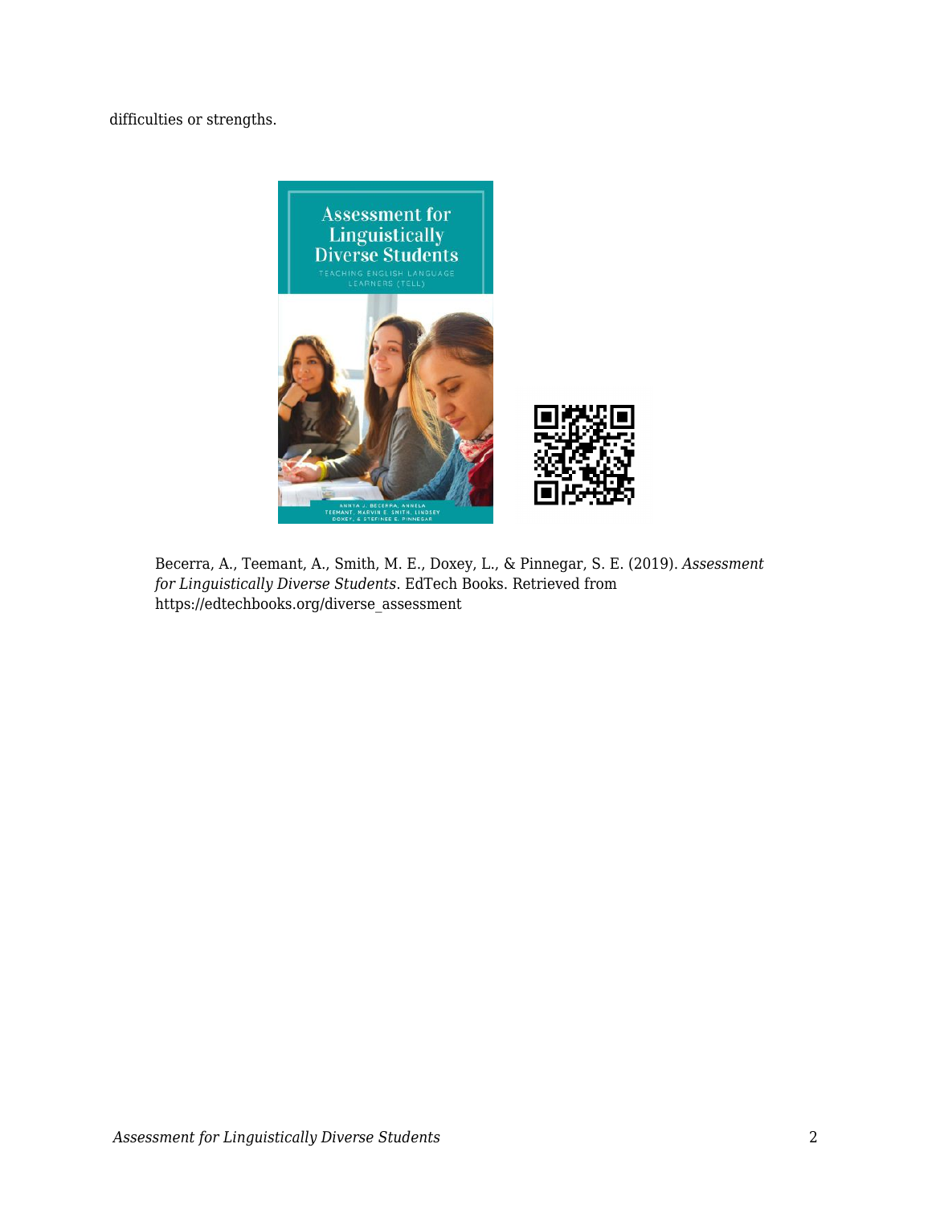difficulties or strengths.

Becerra, A., Teemant, A., Smith, M. E., Doxey, L., & Pinnegar, S. E. (2019). *Assessment for Linguistically Diverse Students*. EdTech Books. Retrieved from https://edtechbooks.org/diverse_assessment